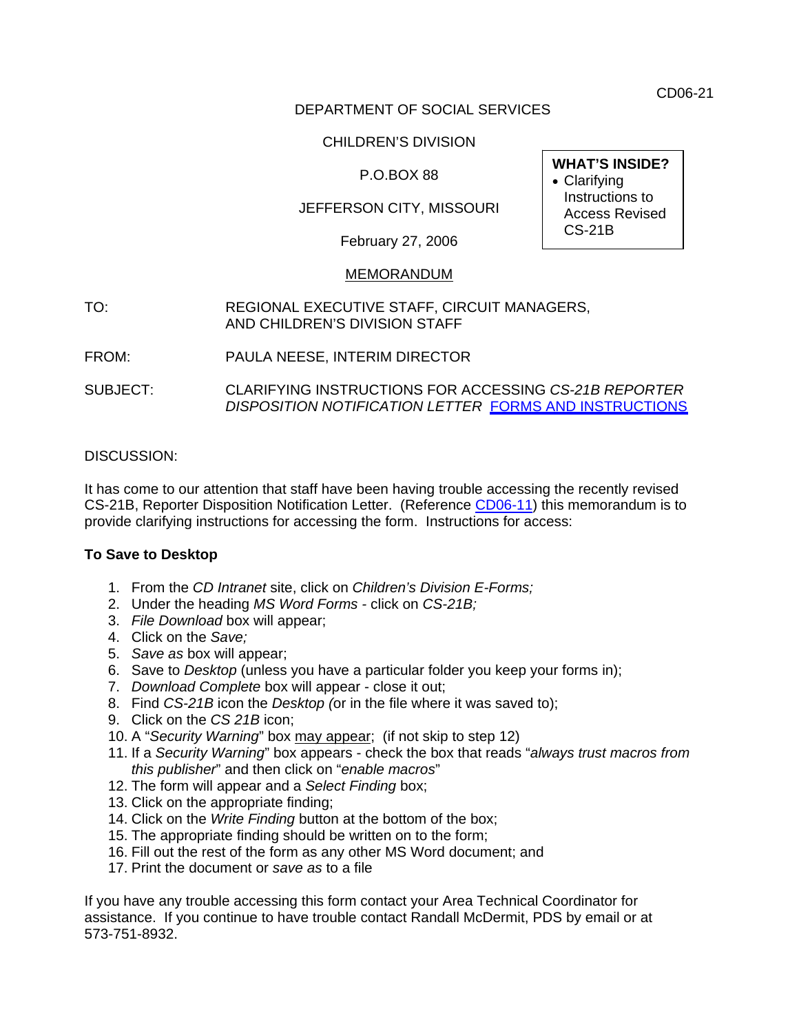CD06-21

DEPARTMENT OF SOCIAL SERVICES

CHILDREN'S DIVISION

P.O.BOX 88

JEFFERSON CITY, MISSOURI

February 27, 2006

**WHAT'S INSIDE?**

- Clarifying Instructions to Access Revised CS-21B

MEMORANDUM

TO: REGIONAL EXECUTIVE STAFF, CIRCUIT MANAGERS, AND CHILDREN'S DIVISION STAFF

FROM: PAULA NEESE, INTERIM DIRECTOR

SUBJECT: CLARIFYING INSTRUCTIONS FOR ACCESSING *CS-21B REPORTER DISPOSITION NOTIFICATION LETTER* FORMS AND INSTRUCTIONS

DISCUSSION:

It has come to our attention that staff have been having trouble accessing the recently revised CS-21B, Reporter Disposition Notification Letter. (Reference CD06-11) this memorandum is to provide clarifying instructions for accessing the form. Instructions for access:

**To Save to Desktop**

1. From the *CD Intranet* site, click on *Children's Division E-Forms;*
2. Under the heading *MS Word Forms* - click on *CS-21B;*
3. *File Download* box will appear;
4. Click on the *Save;*
5. *Save as* box will appear;
6. Save to *Desktop* (unless you have a particular folder you keep your forms in);
7. *Download Complete* box will appear - close it out;
8. Find *CS-21B* icon the *Desktop (*or in the file where it was saved to);
9. Click on the *CS 21B* icon;
10. A "*Security Warning*" box may appear; (if not skip to step 12)
11. If a *Security Warning*" box appears - check the box that reads "*always trust macros from this publisher*" and then click on "*enable macros*"
12. The form will appear and a *Select Finding* box;
13. Click on the appropriate finding;
14. Click on the *Write Finding* button at the bottom of the box;
15. The appropriate finding should be written on to the form;
16. Fill out the rest of the form as any other MS Word document; and
17. Print the document or *save as* to a file

If you have any trouble accessing this form contact your Area Technical Coordinator for assistance. If you continue to have trouble contact Randall McDermit, PDS by email or at 573-751-8932.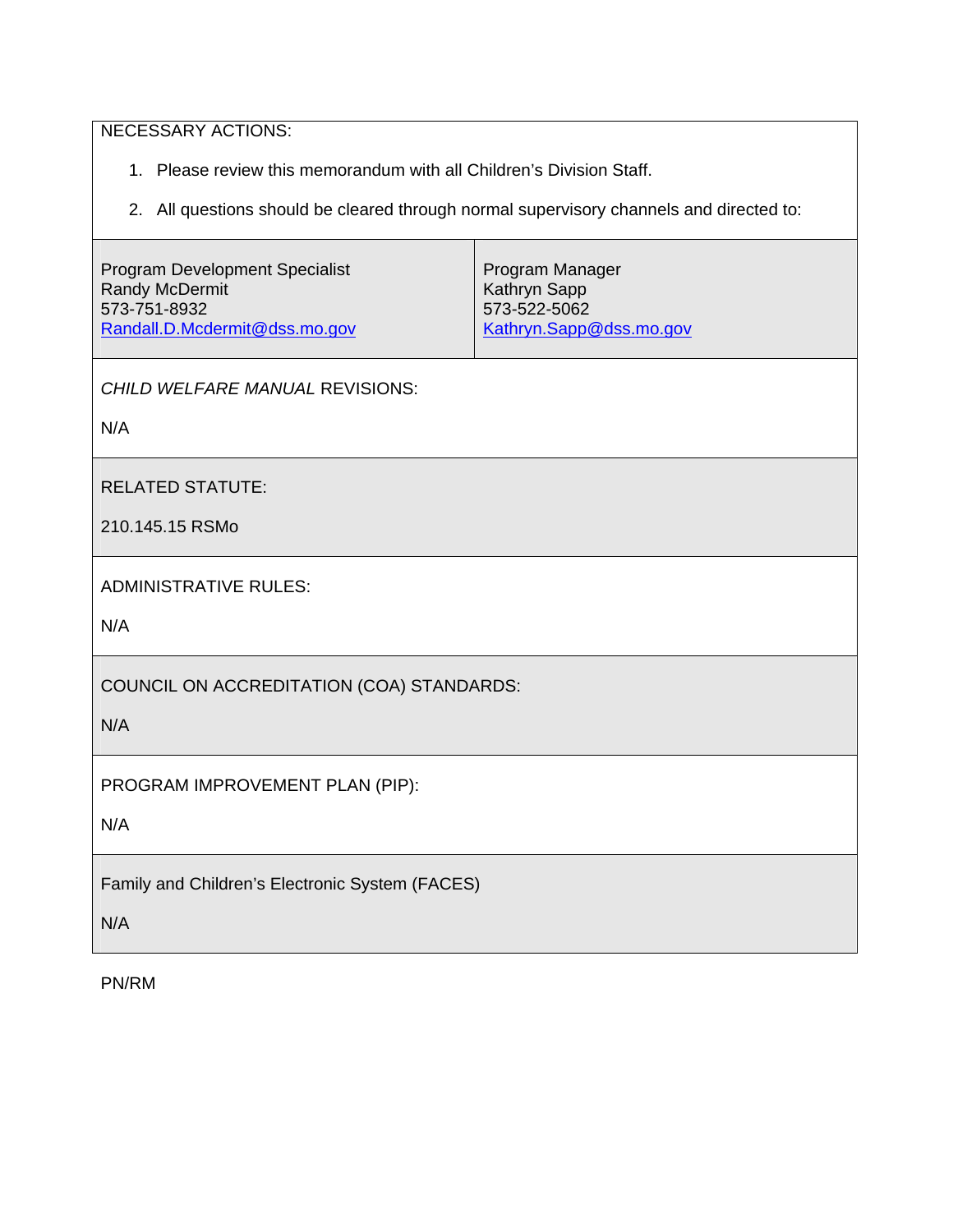NECESSARY ACTIONS:

1. Please review this memorandum with all Children's Division Staff.
2. All questions should be cleared through normal supervisory channels and directed to:

| | |
|---|---|
| Program Development Specialist<br>Randy McDermit<br>573-751-8932<br>Randall.D.Mcdermit@dss.mo.gov | Program Manager<br>Kathryn Sapp<br>573-522-5062<br>Kathryn.Sapp@dss.mo.gov |

*CHILD WELFARE MANUAL* REVISIONS:

N/A

RELATED STATUTE:

210.145.15 RSMo

ADMINISTRATIVE RULES:

N/A

COUNCIL ON ACCREDITATION (COA) STANDARDS:

N/A

PROGRAM IMPROVEMENT PLAN (PIP):

N/A

Family and Children's Electronic System (FACES)

N/A

PN/RM